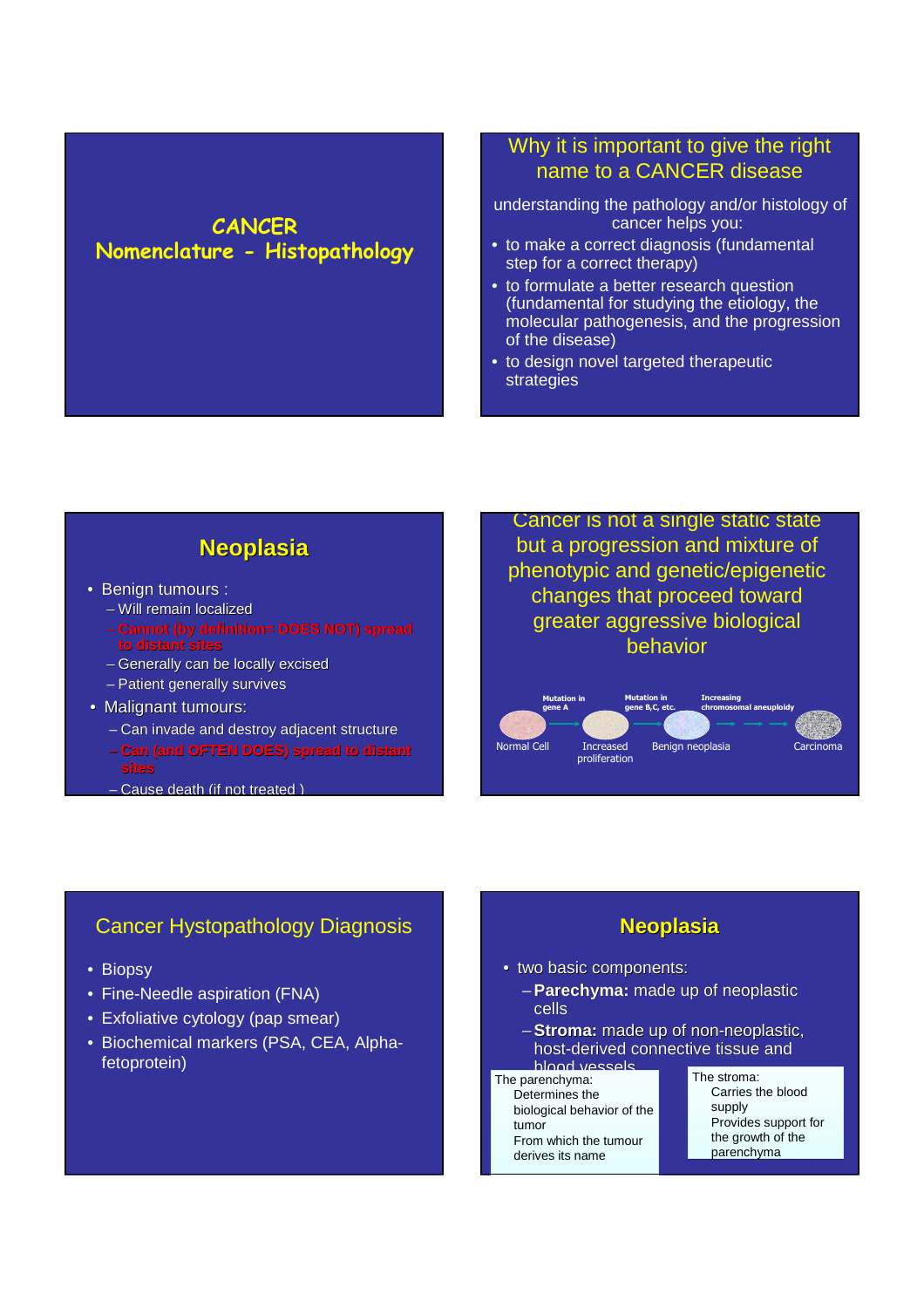# CANCER
# Nomenclature - Histopathology

## Why it is important to give the right name to a CANCER disease

understanding the pathology and/or histology of cancer helps you:

- to make a correct diagnosis (fundamental step for a correct therapy)
- to formulate a better research question (fundamental for studying the etiology, the molecular pathogenesis, and the progression of the disease)
- to design novel targeted therapeutic strategies

## Neoplasia

- Benign tumours :
  - Will remain localized
  - Cannot (by definition= DOES NOT) spread to distant sites
  - Generally can be locally excised
  - Patient generally survives
- Malignant tumours:
  - Can invade and destroy adjacent structure
  - Can (and OFTEN DOES) spread to distant sites
  - Cause death (if not treated )

## Cancer is not a single static state but a progression and mixture of phenotypic and genetic/epigenetic changes that proceed toward greater aggressive biological behavior

Normal Cell → (Mutation in gene A) → Increased proliferation → (Mutation in gene B,C, etc.) → Benign neoplasia → (Increasing chromosomal aneuploidy) → Carcinoma

## Cancer Hystopathology Diagnosis

- Biopsy
- Fine-Needle aspiration (FNA)
- Exfoliative cytology (pap smear)
- Biochemical markers (PSA, CEA, Alpha-fetoprotein)

## Neoplasia

- two basic components:
  - **Parechyma:** made up of neoplastic cells
  - **Stroma:** made up of non-neoplastic, host-derived connective tissue and blood vessels

The parenchyma:
- Determines the biological behavior of the tumor
- From which the tumour derives its name

The stroma:
- Carries the blood supply
- Provides support for the growth of the parenchyma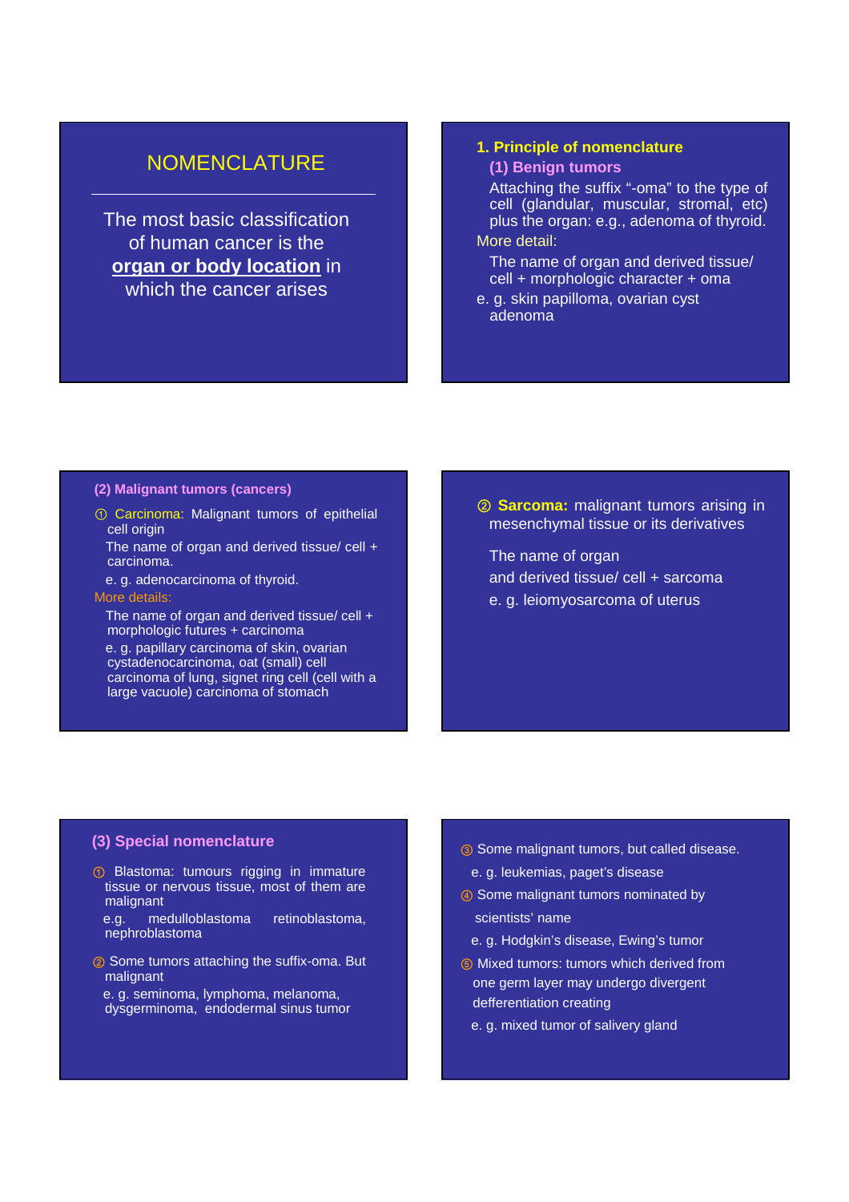## NOMENCLATURE

The most basic classification of human cancer is the **organ or body location** in which the cancer arises

### 1. Principle of nomenclature

**(1) Benign tumors**

Attaching the suffix "-oma" to the type of cell (glandular, muscular, stromal, etc) plus the organ: e.g., adenoma of thyroid.

More detail:

The name of organ and derived tissue/ cell + morphologic character + oma

e. g. skin papilloma, ovarian cyst adenoma

**(2) Malignant tumors (cancers)**

① Carcinoma: Malignant tumors of epithelial cell origin

The name of organ and derived tissue/ cell + carcinoma.

e. g. adenocarcinoma of thyroid.

More details:

The name of organ and derived tissue/ cell + morphologic futures + carcinoma

e. g. papillary carcinoma of skin, ovarian cystadenocarcinoma, oat (small) cell carcinoma of lung, signet ring cell (cell with a large vacuole) carcinoma of stomach

② **Sarcoma:** malignant tumors arising in mesenchymal tissue or its derivatives

The name of organ and derived tissue/ cell + sarcoma

e. g. leiomyosarcoma of uterus

**(3) Special nomenclature**

① Blastoma: tumours rigging in immature tissue or nervous tissue, most of them are malignant

e.g. medulloblastoma retinoblastoma, nephroblastoma

② Some tumors attaching the suffix-oma. But malignant

e. g. seminoma, lymphoma, melanoma, dysgerminoma, endodermal sinus tumor

③ Some malignant tumors, but called disease.

e. g. leukemias, paget's disease

④ Some malignant tumors nominated by scientists' name

e. g. Hodgkin's disease, Ewing's tumor

⑤ Mixed tumors: tumors which derived from one germ layer may undergo divergent defferentiation creating

e. g. mixed tumor of salivery gland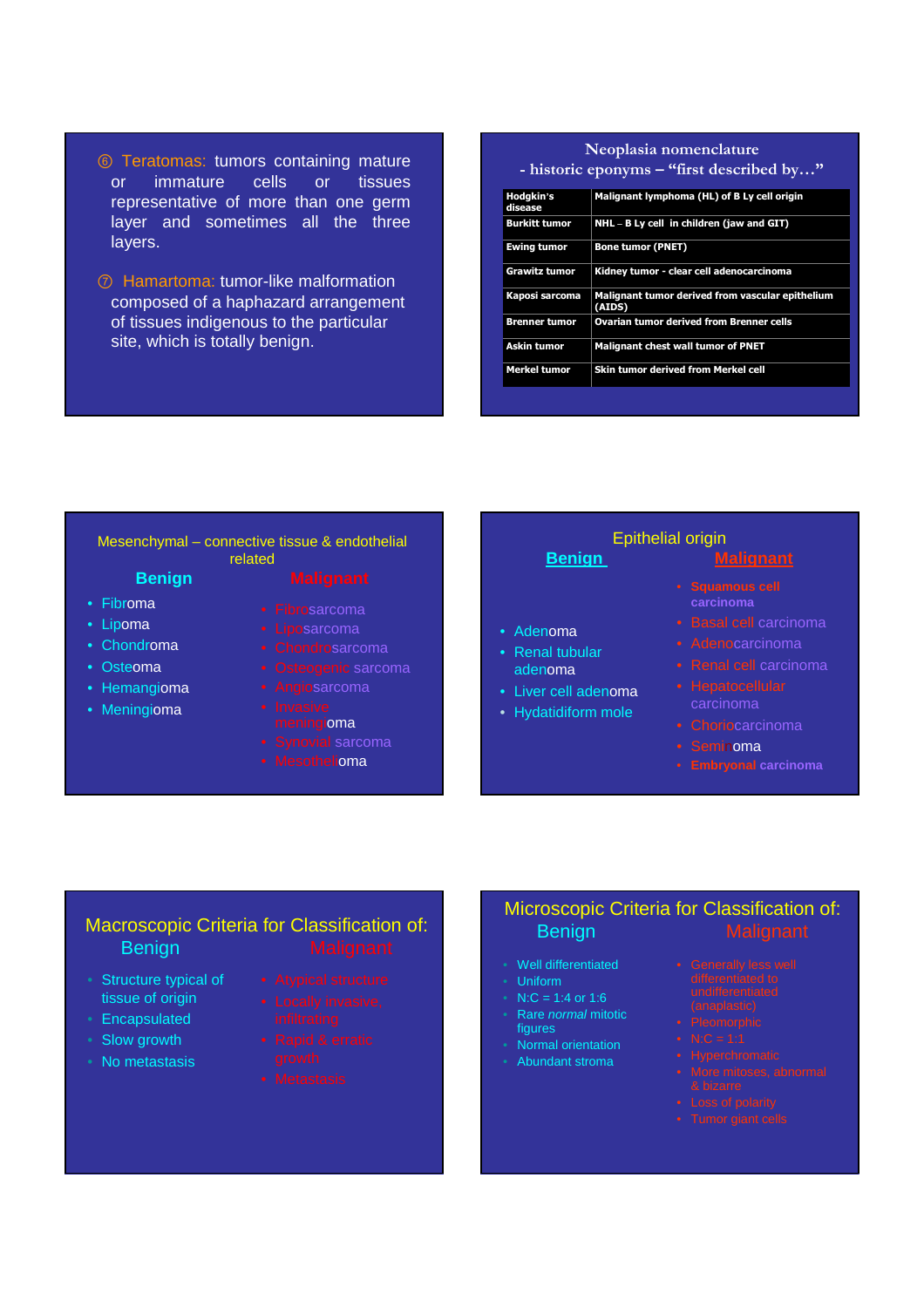⑥ Teratomas: tumors containing mature or immature cells or tissues representative of more than one germ layer and sometimes all the three layers.

⑦ Hamartoma: tumor-like malformation composed of a haphazard arrangement of tissues indigenous to the particular site, which is totally benign.

## Neoplasia nomenclature

### - historic eponyms – "first described by…"

| | |
|---|---|
| Hodgkin's disease | Malignant lymphoma (HL) of B Ly cell origin |
| Burkitt tumor | NHL – B Ly cell in children (jaw and GIT) |
| Ewing tumor | Bone tumor (PNET) |
| Grawitz tumor | Kidney tumor - clear cell adenocarcinoma |
| Kaposi sarcoma | Malignant tumor derived from vascular epithelium (AIDS) |
| Brenner tumor | Ovarian tumor derived from Brenner cells |
| Askin tumor | Malignant chest wall tumor of PNET |
| Merkel tumor | Skin tumor derived from Merkel cell |

## Mesenchymal – connective tissue & endothelial related

**Benign**

- Fibroma
- Lipoma
- Chondroma
- Osteoma
- Hemangioma
- Meningioma

**Malignant**

- Fibrosarcoma
- Liposarcoma
- Chondrosarcoma
- Osteogenic sarcoma
- Angiosarcoma
- Invasive meningioma
- Synovial sarcoma
- Mesothelioma

## Epithelial origin

**Benign**

- Adenoma
- Renal tubular adenoma
- Liver cell adenoma
- Hydatidiform mole

**Malignant**

- **Squamous cell carcinoma**
- Basal cell carcinoma
- Adenocarcinoma
- Renal cell carcinoma
- Hepatocellular carcinoma
- Choriocarcinoma
- Seminoma
- **Embryonal carcinoma**

## Macroscopic Criteria for Classification of:

**Benign**

- Structure typical of tissue of origin
- Encapsulated
- Slow growth
- No metastasis

**Malignant**

- Atypical structure
- Locally invasive, infiltrating
- Rapid & erratic growth
- Metastasis

## Microscopic Criteria for Classification of:

**Benign**

- Well differentiated
- Uniform
- N:C = 1:4 or 1:6
- Rare *normal* mitotic figures
- Normal orientation
- Abundant stroma

**Malignant**

- Generally less well differentiated to undifferentiated (anaplastic)
- Pleomorphic
- N:C = 1:1
- Hyperchromatic
- More mitoses, abnormal & bizarre
- Loss of polarity
- Tumor giant cells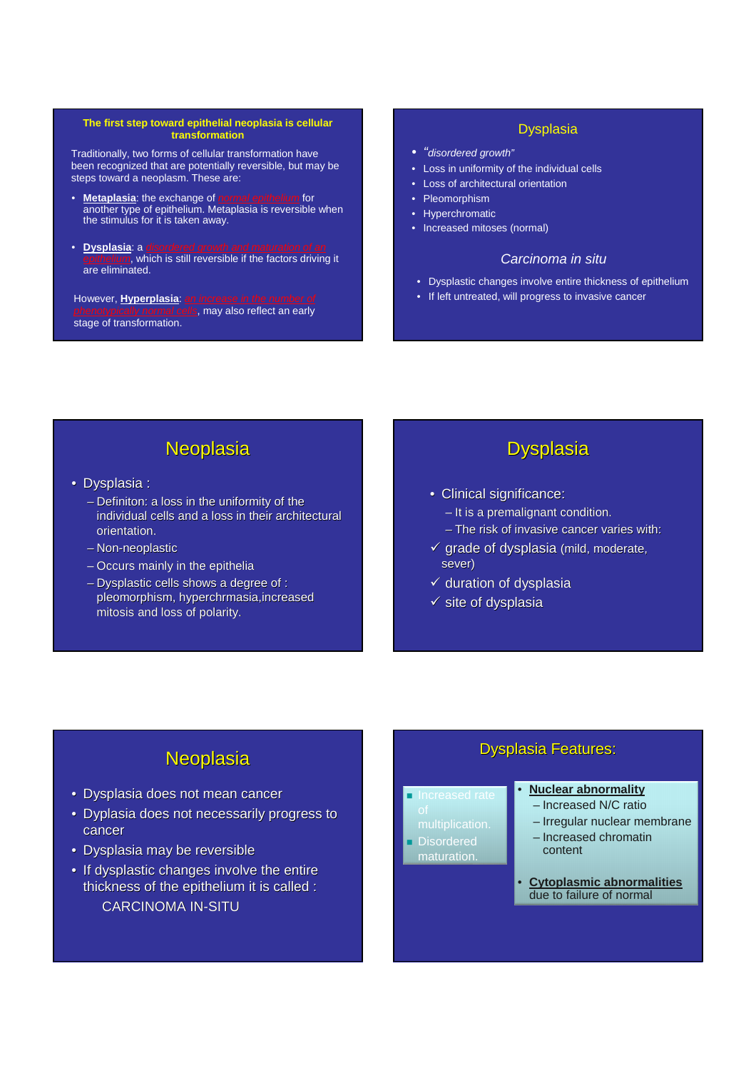## The first step toward epithelial neoplasia is cellular transformation

Traditionally, two forms of cellular transformation have been recognized that are potentially reversible, but may be steps toward a neoplasm. These are:

- **Metaplasia**: the exchange of normal epithelium for another type of epithelium. Metaplasia is reversible when the stimulus for it is taken away.
- **Dysplasia**: a disordered growth and maturation of an epithelium, which is still reversible if the factors driving it are eliminated.

However, **Hyperplasia**: an increase in the number of phenotypically normal cells, may also reflect an early stage of transformation.

## Dysplasia

- *"disordered growth"*
- Loss in uniformity of the individual cells
- Loss of architectural orientation
- Pleomorphism
- Hyperchromatic
- Increased mitoses (normal)

### *Carcinoma in situ*

- Dysplastic changes involve entire thickness of epithelium
- If left untreated, will progress to invasive cancer

## Neoplasia

- Dysplasia :
  - Definiton: a loss in the uniformity of the individual cells and a loss in their architectural orientation.
  - Non-neoplastic
  - Occurs mainly in the epithelia
  - Dysplastic cells shows a degree of : pleomorphism, hyperchrmasia,increased mitosis and loss of polarity.

## Dysplasia

- Clinical significance:
  - It is a premalignant condition.
  - The risk of invasive cancer varies with:
- ✓ grade of dysplasia (mild, moderate, sever)
- ✓ duration of dysplasia
- ✓ site of dysplasia

## Neoplasia

- Dysplasia does not mean cancer
- Dyplasia does not necessarily progress to cancer
- Dysplasia may be reversible
- If dysplastic changes involve the entire thickness of the epithelium it is called :

  CARCINOMA IN-SITU

## Dysplasia Features:

- Increased rate of multiplication.
- Disordered maturation.

- **Nuclear abnormality**
  - Increased N/C ratio
  - Irregular nuclear membrane
  - Increased chromatin content
- **Cytoplasmic abnormalities** due to failure of normal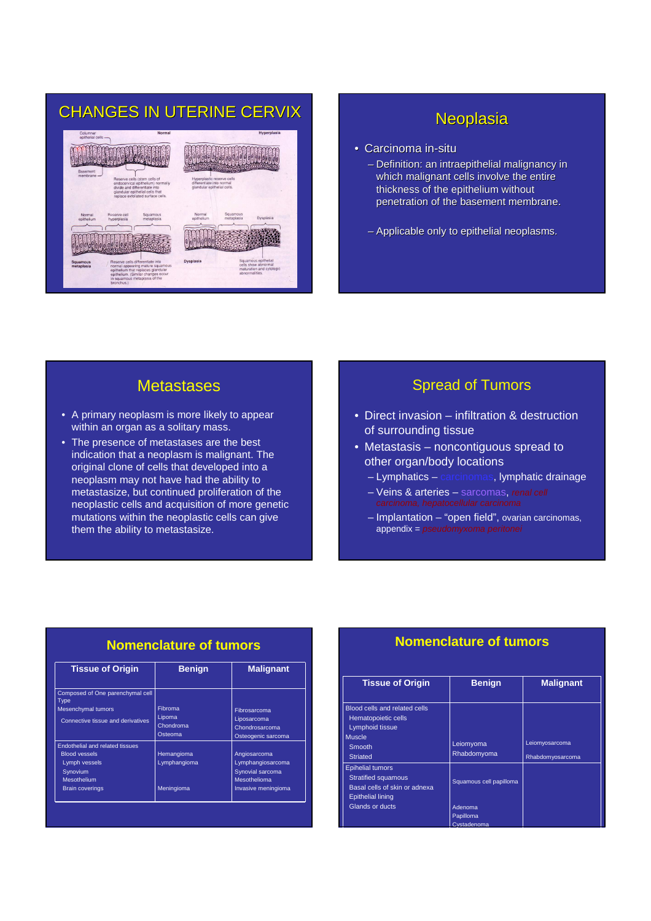## CHANGES IN UTERINE CERVIX

Columnar epithelial cells

Normal

Hyperplasia

Basement membrane

Reserve cells (stem cells of endocervical epithelium) normally divide and differentiate into glandular epithelial cells that replace exfoliated surface cells.

Hyperplastic reserve cells differentiate into normal glandular epithelial cells.

Normal epithelium | Reserve cell hyperplasia | Squamous metaplasia

Normal epithelium | Squamous metaplasia | Dysplasia

Squamous metaplasia

Reserve cells differentiate into normal appearing mature squamous epithelium that replaces glandular epithelium. (Similar changes occur in squamous metaplasia of the bronchus.)

Dysplasia

Squamous epithelial cells show abnormal maturation and cytologic abnormalities.

## Neoplasia

- Carcinoma in-situ
  - Definition: an intraepithelial malignancy in which malignant cells involve the entire thickness of the epithelium without penetration of the basement membrane.
  - Applicable only to epithelial neoplasms.

## Metastases

- A primary neoplasm is more likely to appear within an organ as a solitary mass.
- The presence of metastases are the best indication that a neoplasm is malignant. The original clone of cells that developed into a neoplasm may not have had the ability to metastasize, but continued proliferation of the neoplastic cells and acquisition of more genetic mutations within the neoplastic cells can give them the ability to metastasize.

## Spread of Tumors

- Direct invasion – infiltration & destruction of surrounding tissue
- Metastasis – noncontiguous spread to other organ/body locations
  - Lymphatics – carcinomas, lymphatic drainage
  - Veins & arteries – sarcomas, renal cell carcinoma, hepatocellular carcinoma
  - Implantation – "open field", ovarian carcinomas, appendix = pseudomyxoma peritonei

## Nomenclature of tumors

| Tissue of Origin | Benign | Malignant |
|---|---|---|
| Composed of One parenchymal cell Type | | |
| Mesenchymal tumors | | |
| Connective tissue and derivatives | Fibroma<br>Lipoma<br>Chondroma<br>Osteoma | Fibrosarcoma<br>Liposarcoma<br>Chondrosarcoma<br>Osteogenic sarcoma |
| Endothelial and related tissues | | |
| Blood vessels | Hemangioma | Angiosarcoma |
| Lymph vessels | Lymphangioma | Lymphangiosarcoma |
| Synovium | | Synovial sarcoma |
| Mesothelium | | Mesothelioma |
| Brain coverings | Meningioma | Invasive meningioma |

## Nomenclature of tumors

| Tissue of Origin | Benign | Malignant |
|---|---|---|
| Blood cells and related cells | | |
| Hematopoietic cells | | |
| Lymphoid tissue | | |
| Muscle | | |
| Smooth | Leiomyoma | Leiomyosarcoma |
| Striated | Rhabdomyoma | Rhabdomyosarcoma |
| Epihelial tumors | | |
| Stratified squamous | Squamous cell papilloma | |
| Basal cells of skin or adnexa | | |
| Epithelial lining | | |
| Glands or ducts | Adenoma<br>Papilloma<br>Cystadenoma | |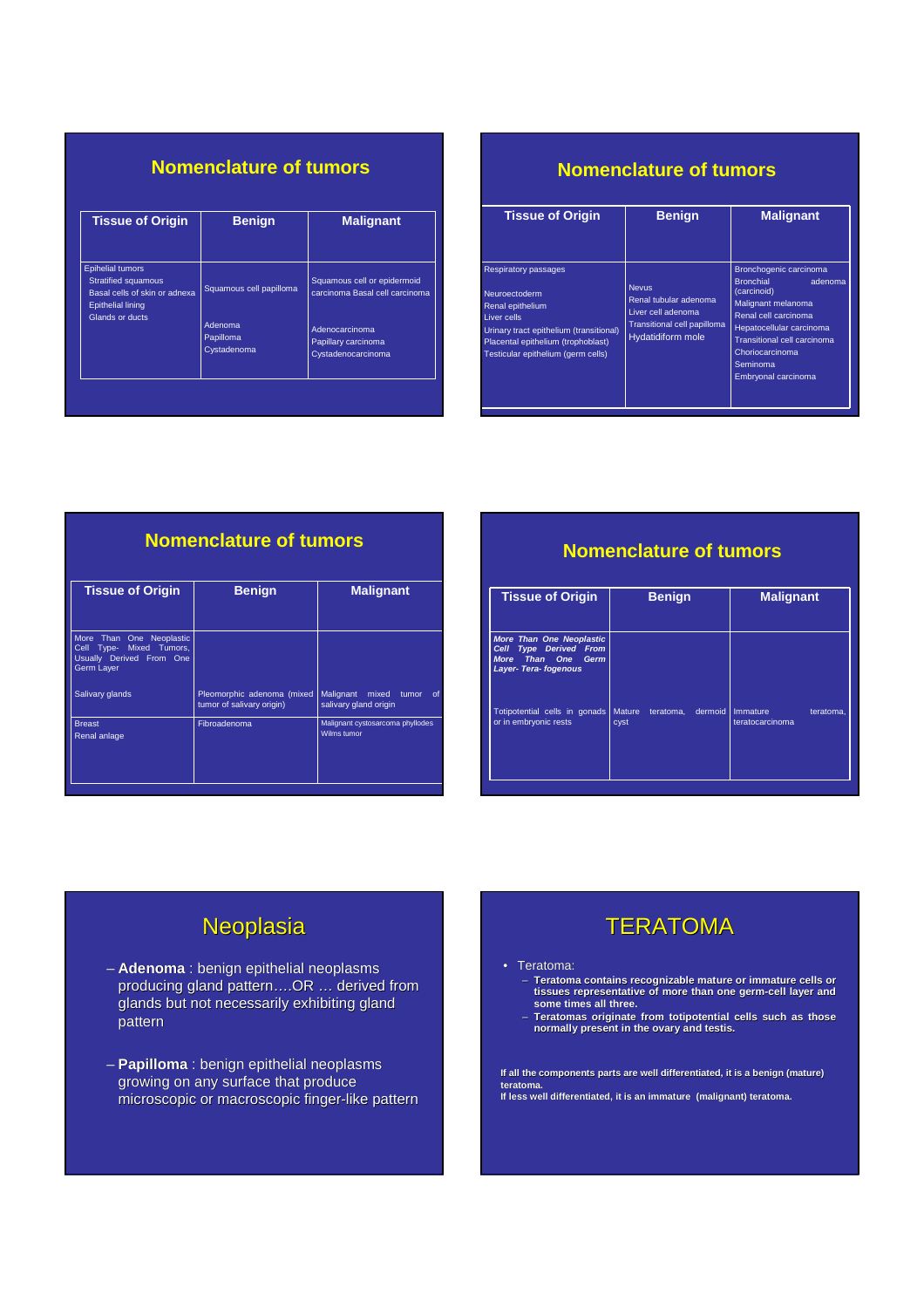## Nomenclature of tumors

| Tissue of Origin | Benign | Malignant |
|---|---|---|
| Epihelial tumors | | |
| Stratified squamous | Squamous cell papilloma | Squamous cell or epidermoid carcinoma |
| Basal cells of skin or adnexa | | Basal cell carcinoma |
| Epithelial lining | | |
| Glands or ducts | Adenoma<br>Papilloma<br>Cystadenoma | Adenocarcinoma<br>Papillary carcinoma<br>Cystadenocarcinoma |

## Nomenclature of tumors

| Tissue of Origin | Benign | Malignant |
|---|---|---|
| Respiratory passages | | Bronchogenic carcinoma<br>Bronchial adenoma (carcinoid) |
| Neuroectoderm | Nevus | Malignant melanoma |
| Renal epithelium | Renal tubular adenoma | Renal cell carcinoma |
| Liver cells | Liver cell adenoma | Hepatocellular carcinoma |
| Urinary tract epithelium (transitional) | Transitional cell papilloma | Transitional cell carcinoma |
| Placental epithelium (trophoblast) | Hydatidiform mole | Choriocarcinoma |
| Testicular epithelium (germ cells) | | Seminoma<br>Embryonal carcinoma |

## Nomenclature of tumors

| Tissue of Origin | Benign | Malignant |
|---|---|---|
| More Than One Neoplastic Cell Type- Mixed Tumors, Usually Derived From One Germ Layer | | |
| Salivary glands | Pleomorphic adenoma (mixed tumor of salivary origin) | Malignant mixed tumor of salivary gland origin |
| Breast | Fibroadenoma | Malignant cystosarcoma phyllodes |
| Renal anlage | | Wilms tumor |

## Nomenclature of tumors

| Tissue of Origin | Benign | Malignant |
|---|---|---|
| ***More Than One Neoplastic Cell Type Derived From More Than One Germ Layer- Tera- fogenous*** | | |
| Totipotential cells in gonads or in embryonic rests | Mature teratoma, dermoid cyst | Immature teratoma, teratocarcinoma |

## Neoplasia

- **Adenoma** : benign epithelial neoplasms producing gland pattern….OR … derived from glands but not necessarily exhibiting gland pattern
- **Papilloma** : benign epithelial neoplasms growing on any surface that produce microscopic or macroscopic finger-like pattern

## TERATOMA

- Teratoma:
  - **Teratoma contains recognizable mature or immature cells or tissues representative of more than one germ-cell layer and some times all three.**
  - **Teratomas originate from totipotential cells such as those normally present in the ovary and testis.**

**If all the components parts are well differentiated, it is a benign (mature) teratoma.**
**If less well differentiated, it is an immature (malignant) teratoma.**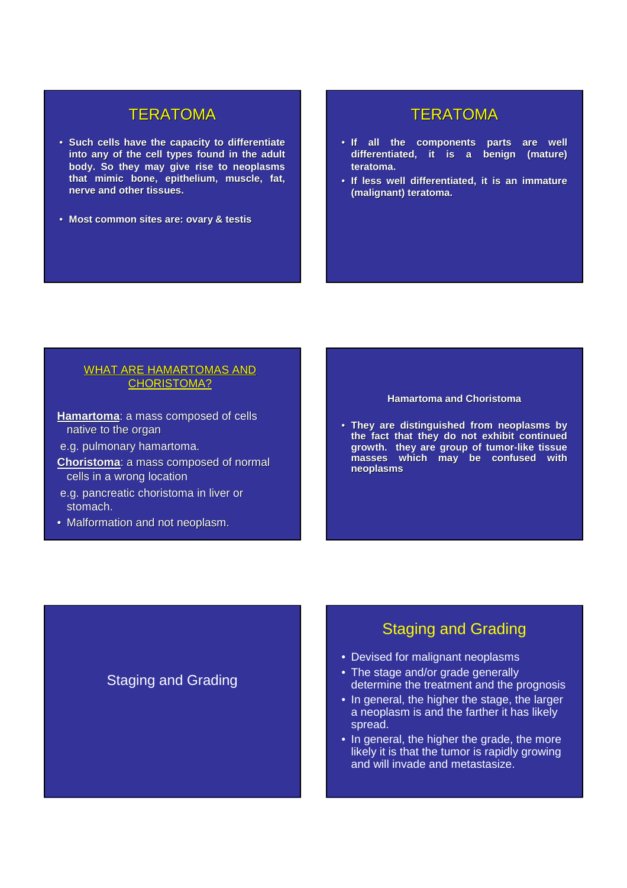## TERATOMA

- **Such cells have the capacity to differentiate into any of the cell types found in the adult body. So they may give rise to neoplasms that mimic bone, epithelium, muscle, fat, nerve and other tissues.**
- **Most common sites are: ovary & testis**

## TERATOMA

- **If all the components parts are well differentiated, it is a benign (mature) teratoma.**
- **If less well differentiated, it is an immature (malignant) teratoma.**

## WHAT ARE HAMARTOMAS AND CHORISTOMA?

**Hamartoma**: a mass composed of cells native to the organ

e.g. pulmonary hamartoma.

**Choristoma**: a mass composed of normal cells in a wrong location

e.g. pancreatic choristoma in liver or stomach.

- Malformation and not neoplasm.

### Hamartoma and Choristoma

- **They are distinguished from neoplasms by the fact that they do not exhibit continued growth. they are group of tumor-like tissue masses which may be confused with neoplasms**

## Staging and Grading

## Staging and Grading

- Devised for malignant neoplasms
- The stage and/or grade generally determine the treatment and the prognosis
- In general, the higher the stage, the larger a neoplasm is and the farther it has likely spread.
- In general, the higher the grade, the more likely it is that the tumor is rapidly growing and will invade and metastasize.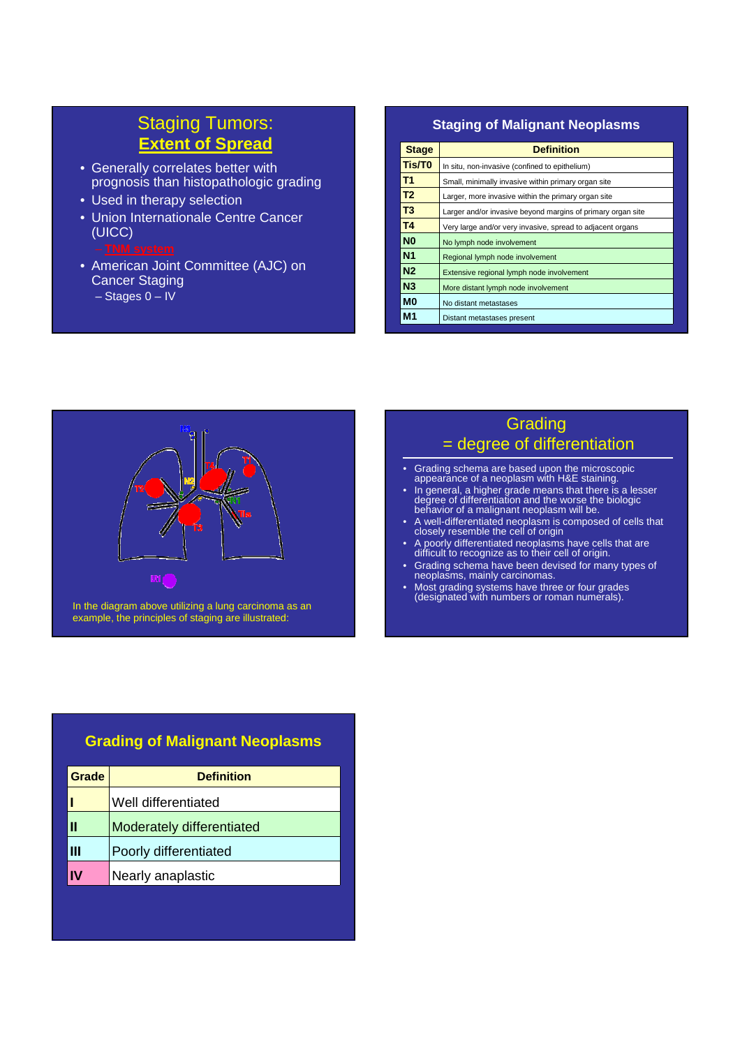## Staging Tumors: Extent of Spread

- Generally correlates better with prognosis than histopathologic grading
- Used in therapy selection
- Union Internationale Centre Cancer (UICC)
  - TNM system
- American Joint Committee (AJC) on Cancer Staging
  - Stages 0 – IV

## Staging of Malignant Neoplasms

| Stage | Definition |
|---|---|
| Tis/T0 | In situ, non-invasive (confined to epithelium) |
| T1 | Small, minimally invasive within primary organ site |
| T2 | Larger, more invasive within the primary organ site |
| T3 | Larger and/or invasive beyond margins of primary organ site |
| T4 | Very large and/or very invasive, spread to adjacent organs |
| N0 | No lymph node involvement |
| N1 | Regional lymph node involvement |
| N2 | Extensive regional lymph node involvement |
| N3 | More distant lymph node involvement |
| M0 | No distant metastases |
| M1 | Distant metastases present |

N3

T4

T1

T2

N2

N1

Tis

T3

M1

In the diagram above utilizing a lung carcinoma as an example, the principles of staging are illustrated:

## Grading = degree of differentiation

- Grading schema are based upon the microscopic appearance of a neoplasm with H&E staining.
- In general, a higher grade means that there is a lesser degree of differentiation and the worse the biologic behavior of a malignant neoplasm will be.
- A well-differentiated neoplasm is composed of cells that closely resemble the cell of origin
- A poorly differentiated neoplasms have cells that are difficult to recognize as to their cell of origin.
- Grading schema have been devised for many types of neoplasms, mainly carcinomas.
- Most grading systems have three or four grades (designated with numbers or roman numerals).

## Grading of Malignant Neoplasms

| Grade | Definition |
|---|---|
| I | Well differentiated |
| II | Moderately differentiated |
| III | Poorly differentiated |
| IV | Nearly anaplastic |